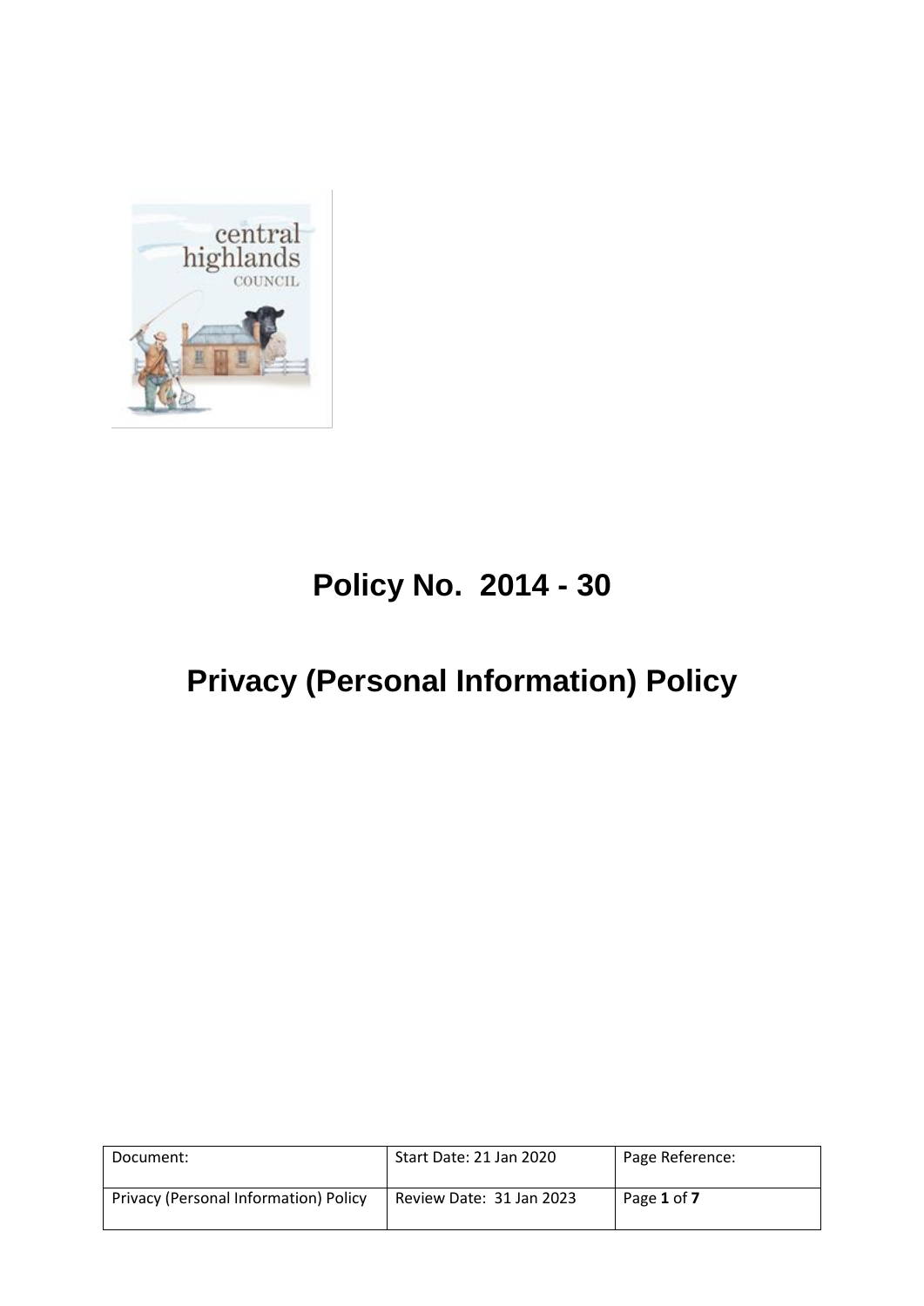# Policy No. 2014 - 30

# Privacy (Personal Information) Policy

| Document: | Start Date: 21 Jan 2020 | Page Reference: |
| --- | --- | --- |
| Privacy (Personal Information) Policy | Review Date: 31 Jan 2023 | Page **1** of **7** |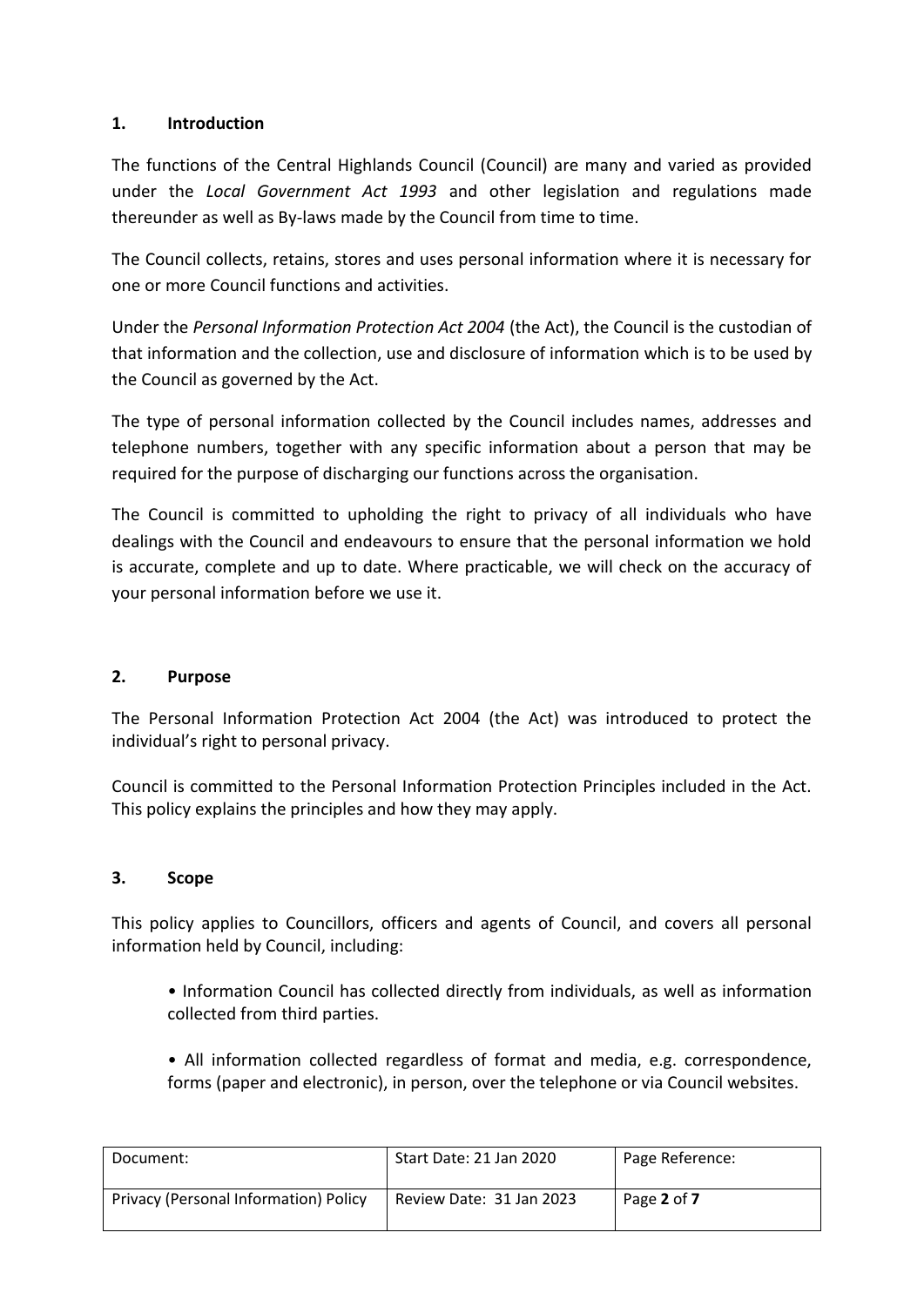## 1. Introduction

The functions of the Central Highlands Council (Council) are many and varied as provided under the *Local Government Act 1993* and other legislation and regulations made thereunder as well as By-laws made by the Council from time to time.

The Council collects, retains, stores and uses personal information where it is necessary for one or more Council functions and activities.

Under the *Personal Information Protection Act 2004* (the Act), the Council is the custodian of that information and the collection, use and disclosure of information which is to be used by the Council as governed by the Act.

The type of personal information collected by the Council includes names, addresses and telephone numbers, together with any specific information about a person that may be required for the purpose of discharging our functions across the organisation.

The Council is committed to upholding the right to privacy of all individuals who have dealings with the Council and endeavours to ensure that the personal information we hold is accurate, complete and up to date. Where practicable, we will check on the accuracy of your personal information before we use it.

## 2. Purpose

The Personal Information Protection Act 2004 (the Act) was introduced to protect the individual's right to personal privacy.

Council is committed to the Personal Information Protection Principles included in the Act. This policy explains the principles and how they may apply.

## 3. Scope

This policy applies to Councillors, officers and agents of Council, and covers all personal information held by Council, including:

- Information Council has collected directly from individuals, as well as information collected from third parties.
- All information collected regardless of format and media, e.g. correspondence, forms (paper and electronic), in person, over the telephone or via Council websites.

| Document: | Start Date: 21 Jan 2020 | Page Reference: |
| --- | --- | --- |
| Privacy (Personal Information) Policy | Review Date: 31 Jan 2023 | Page **2** of **7** |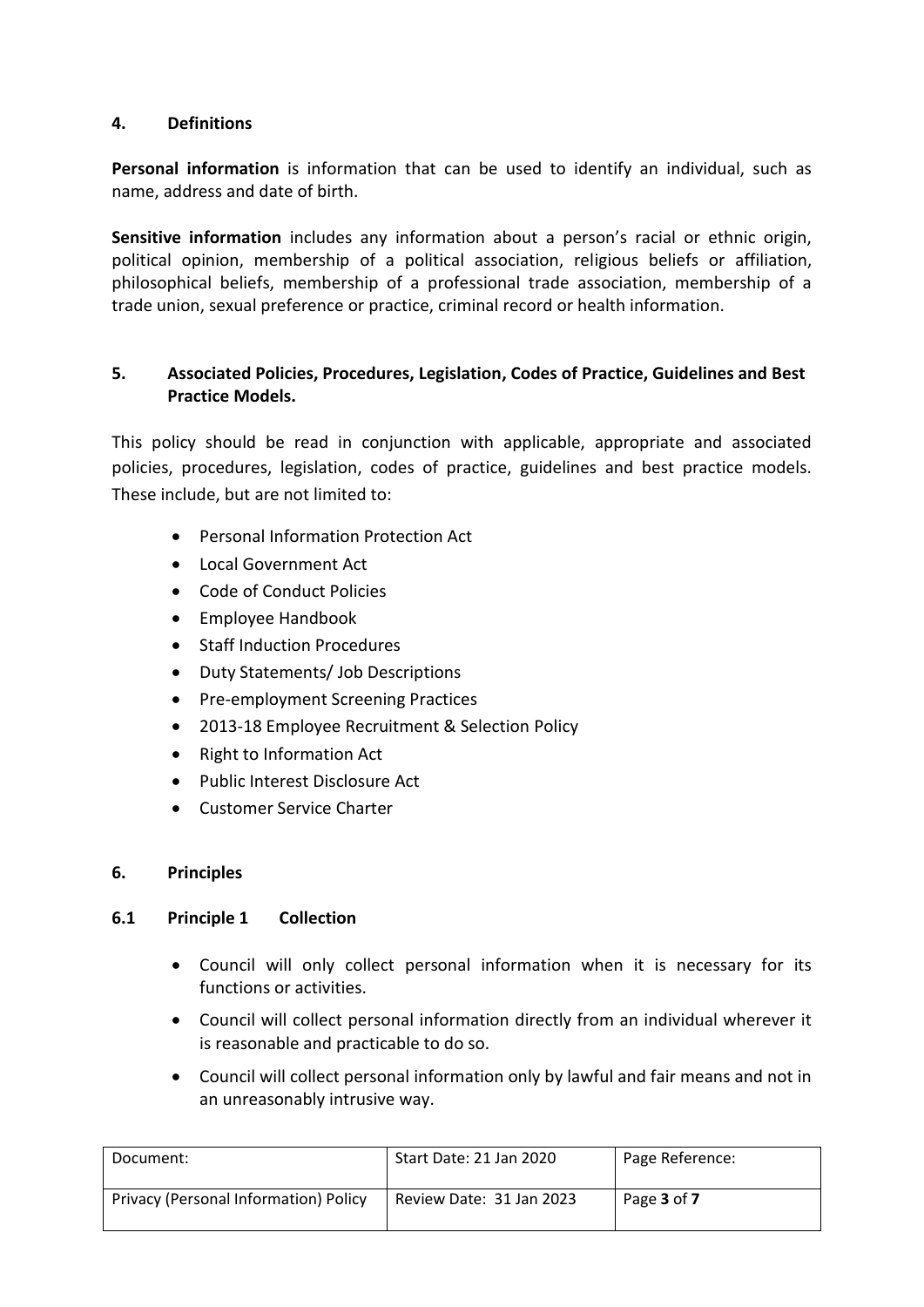## 4. Definitions

**Personal information** is information that can be used to identify an individual, such as name, address and date of birth.

**Sensitive information** includes any information about a person's racial or ethnic origin, political opinion, membership of a political association, religious beliefs or affiliation, philosophical beliefs, membership of a professional trade association, membership of a trade union, sexual preference or practice, criminal record or health information.

## 5. Associated Policies, Procedures, Legislation, Codes of Practice, Guidelines and Best Practice Models.

This policy should be read in conjunction with applicable, appropriate and associated policies, procedures, legislation, codes of practice, guidelines and best practice models. These include, but are not limited to:

- Personal Information Protection Act
- Local Government Act
- Code of Conduct Policies
- Employee Handbook
- Staff Induction Procedures
- Duty Statements/ Job Descriptions
- Pre-employment Screening Practices
- 2013-18 Employee Recruitment & Selection Policy
- Right to Information Act
- Public Interest Disclosure Act
- Customer Service Charter

## 6. Principles

### 6.1 Principle 1 Collection

- Council will only collect personal information when it is necessary for its functions or activities.
- Council will collect personal information directly from an individual wherever it is reasonable and practicable to do so.
- Council will collect personal information only by lawful and fair means and not in an unreasonably intrusive way.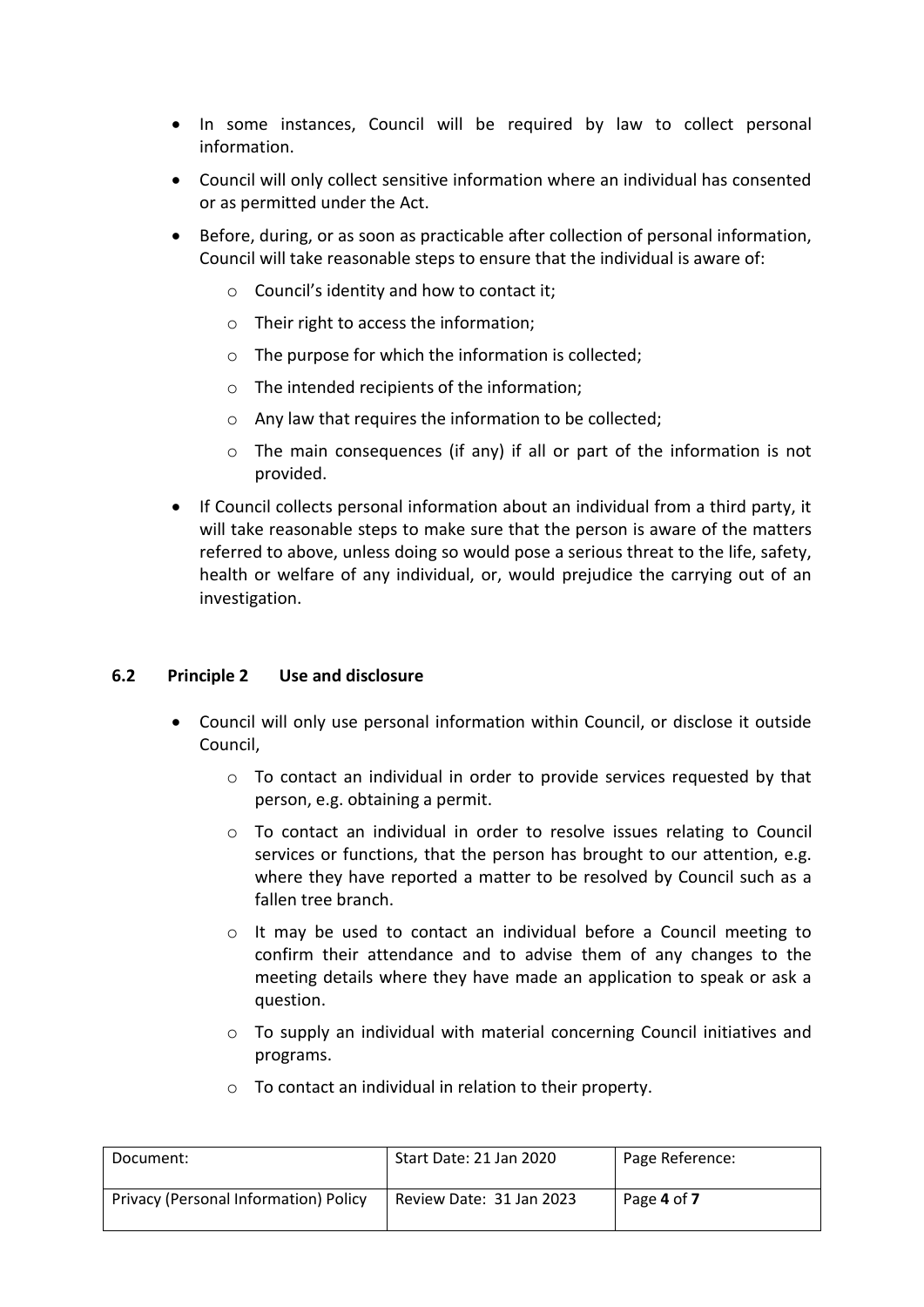- In some instances, Council will be required by law to collect personal information.
- Council will only collect sensitive information where an individual has consented or as permitted under the Act.
- Before, during, or as soon as practicable after collection of personal information, Council will take reasonable steps to ensure that the individual is aware of:
  - Council's identity and how to contact it;
  - Their right to access the information;
  - The purpose for which the information is collected;
  - The intended recipients of the information;
  - Any law that requires the information to be collected;
  - The main consequences (if any) if all or part of the information is not provided.
- If Council collects personal information about an individual from a third party, it will take reasonable steps to make sure that the person is aware of the matters referred to above, unless doing so would pose a serious threat to the life, safety, health or welfare of any individual, or, would prejudice the carrying out of an investigation.

### 6.2 Principle 2 Use and disclosure

- Council will only use personal information within Council, or disclose it outside Council,
  - To contact an individual in order to provide services requested by that person, e.g. obtaining a permit.
  - To contact an individual in order to resolve issues relating to Council services or functions, that the person has brought to our attention, e.g. where they have reported a matter to be resolved by Council such as a fallen tree branch.
  - It may be used to contact an individual before a Council meeting to confirm their attendance and to advise them of any changes to the meeting details where they have made an application to speak or ask a question.
  - To supply an individual with material concerning Council initiatives and programs.
  - To contact an individual in relation to their property.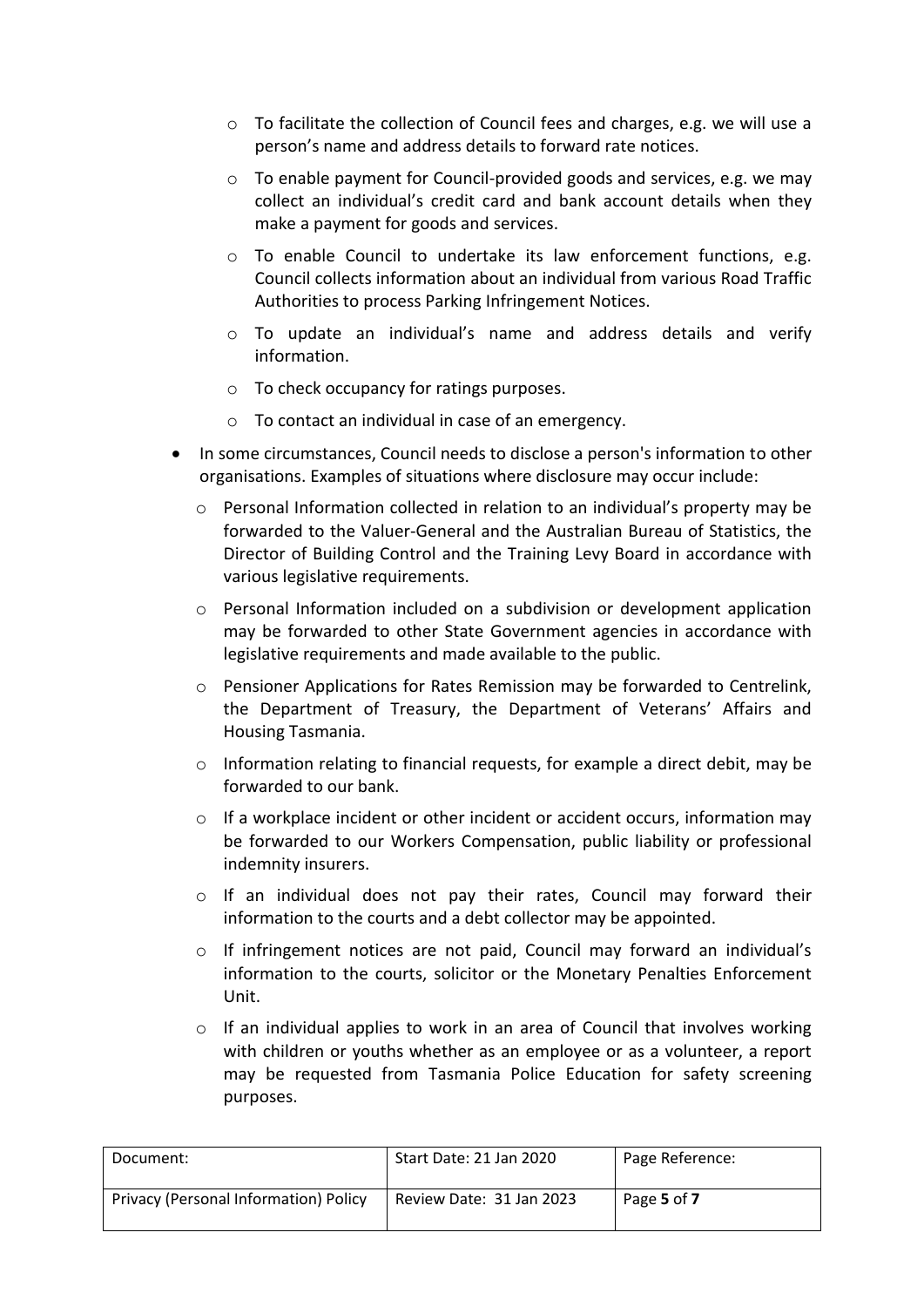- To facilitate the collection of Council fees and charges, e.g. we will use a person's name and address details to forward rate notices.
  - To enable payment for Council-provided goods and services, e.g. we may collect an individual's credit card and bank account details when they make a payment for goods and services.
  - To enable Council to undertake its law enforcement functions, e.g. Council collects information about an individual from various Road Traffic Authorities to process Parking Infringement Notices.
  - To update an individual's name and address details and verify information.
  - To check occupancy for ratings purposes.
  - To contact an individual in case of an emergency.

- In some circumstances, Council needs to disclose a person's information to other organisations. Examples of situations where disclosure may occur include:
  - Personal Information collected in relation to an individual's property may be forwarded to the Valuer-General and the Australian Bureau of Statistics, the Director of Building Control and the Training Levy Board in accordance with various legislative requirements.
  - Personal Information included on a subdivision or development application may be forwarded to other State Government agencies in accordance with legislative requirements and made available to the public.
  - Pensioner Applications for Rates Remission may be forwarded to Centrelink, the Department of Treasury, the Department of Veterans' Affairs and Housing Tasmania.
  - Information relating to financial requests, for example a direct debit, may be forwarded to our bank.
  - If a workplace incident or other incident or accident occurs, information may be forwarded to our Workers Compensation, public liability or professional indemnity insurers.
  - If an individual does not pay their rates, Council may forward their information to the courts and a debt collector may be appointed.
  - If infringement notices are not paid, Council may forward an individual's information to the courts, solicitor or the Monetary Penalties Enforcement Unit.
  - If an individual applies to work in an area of Council that involves working with children or youths whether as an employee or as a volunteer, a report may be requested from Tasmania Police Education for safety screening purposes.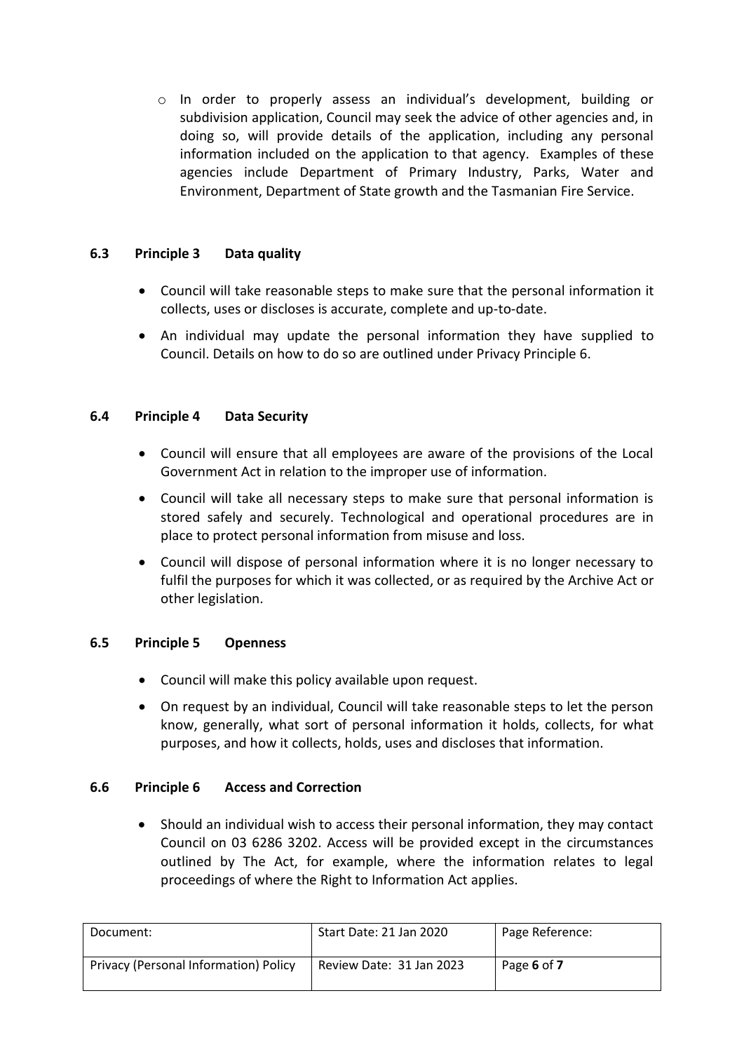- In order to properly assess an individual's development, building or subdivision application, Council may seek the advice of other agencies and, in doing so, will provide details of the application, including any personal information included on the application to that agency. Examples of these agencies include Department of Primary Industry, Parks, Water and Environment, Department of State growth and the Tasmanian Fire Service.

### 6.3 Principle 3 Data quality

- Council will take reasonable steps to make sure that the personal information it collects, uses or discloses is accurate, complete and up-to-date.
- An individual may update the personal information they have supplied to Council. Details on how to do so are outlined under Privacy Principle 6.

### 6.4 Principle 4 Data Security

- Council will ensure that all employees are aware of the provisions of the Local Government Act in relation to the improper use of information.
- Council will take all necessary steps to make sure that personal information is stored safely and securely. Technological and operational procedures are in place to protect personal information from misuse and loss.
- Council will dispose of personal information where it is no longer necessary to fulfil the purposes for which it was collected, or as required by the Archive Act or other legislation.

### 6.5 Principle 5 Openness

- Council will make this policy available upon request.
- On request by an individual, Council will take reasonable steps to let the person know, generally, what sort of personal information it holds, collects, for what purposes, and how it collects, holds, uses and discloses that information.

### 6.6 Principle 6 Access and Correction

- Should an individual wish to access their personal information, they may contact Council on 03 6286 3202. Access will be provided except in the circumstances outlined by The Act, for example, where the information relates to legal proceedings of where the Right to Information Act applies.

| Document: | Start Date: 21 Jan 2020 | Page Reference: |
| --- | --- | --- |
| Privacy (Personal Information) Policy | Review Date: 31 Jan 2023 | Page **6** of **7** |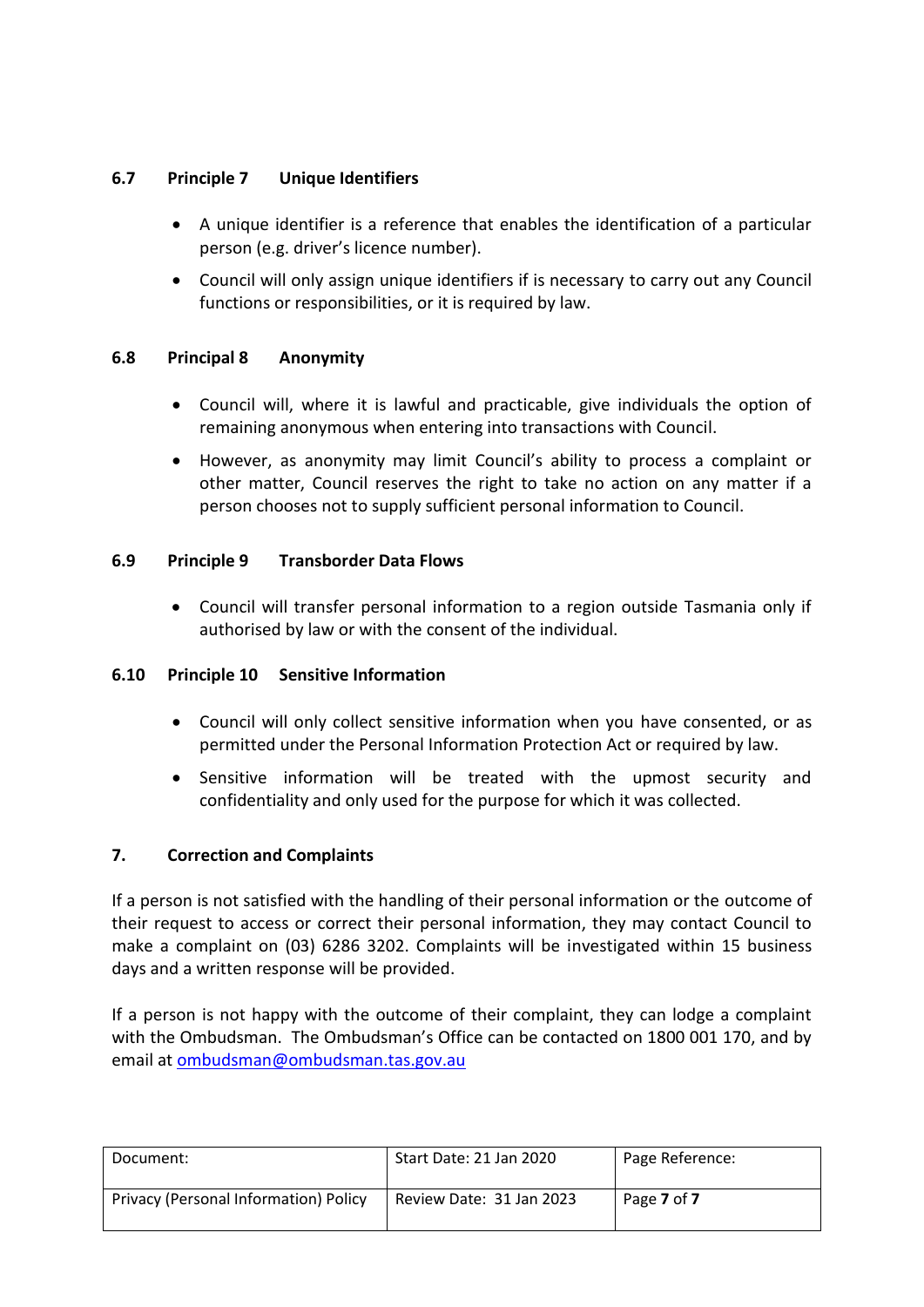### 6.7 Principle 7 Unique Identifiers

- A unique identifier is a reference that enables the identification of a particular person (e.g. driver's licence number).
- Council will only assign unique identifiers if is necessary to carry out any Council functions or responsibilities, or it is required by law.

### 6.8 Principal 8 Anonymity

- Council will, where it is lawful and practicable, give individuals the option of remaining anonymous when entering into transactions with Council.
- However, as anonymity may limit Council's ability to process a complaint or other matter, Council reserves the right to take no action on any matter if a person chooses not to supply sufficient personal information to Council.

### 6.9 Principle 9 Transborder Data Flows

- Council will transfer personal information to a region outside Tasmania only if authorised by law or with the consent of the individual.

### 6.10 Principle 10 Sensitive Information

- Council will only collect sensitive information when you have consented, or as permitted under the Personal Information Protection Act or required by law.
- Sensitive information will be treated with the upmost security and confidentiality and only used for the purpose for which it was collected.

## 7. Correction and Complaints

If a person is not satisfied with the handling of their personal information or the outcome of their request to access or correct their personal information, they may contact Council to make a complaint on (03) 6286 3202. Complaints will be investigated within 15 business days and a written response will be provided.

If a person is not happy with the outcome of their complaint, they can lodge a complaint with the Ombudsman. The Ombudsman's Office can be contacted on 1800 001 170, and by email at ombudsman@ombudsman.tas.gov.au